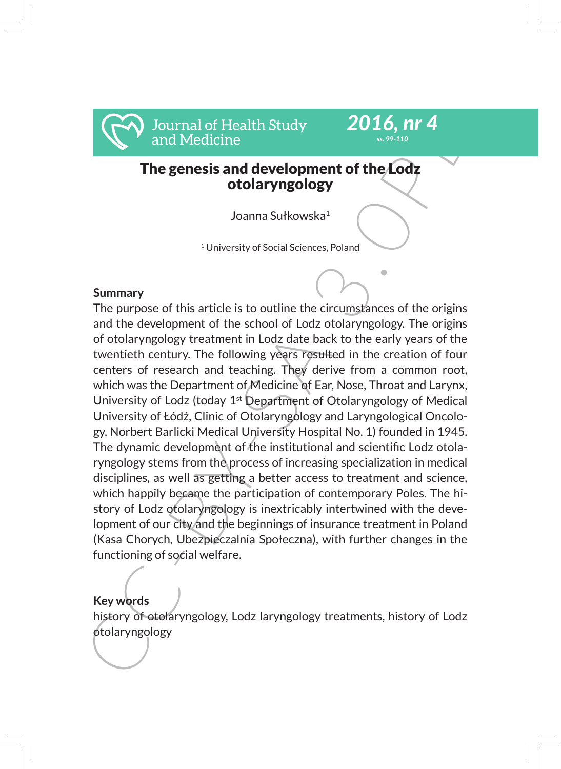# The genesis and development of the Lodz otolaryngology

Joanna Sułkowska[1]

[1] University of Social Sciences, Poland

**Summary**

The purpose of this article is to outline the circumstances of the origins and the development of the school of Lodz otolaryngology. The origins of otolaryngology treatment in Lodz date back to the early years of the twentieth century. The following years resulted in the creation of four centers of research and teaching. They derive from a common root, which was the Department of Medicine of Ear, Nose, Throat and Larynx, University of Lodz (today 1st Department of Otolaryngology of Medical University of Łódź, Clinic of Otolaryngology and Laryngological Oncology, Norbert Barlicki Medical University Hospital No. 1) founded in 1945. The dynamic development of the institutional and scientific Lodz otolaryngology stems from the process of increasing specialization in medical disciplines, as well as getting a better access to treatment and science, which happily became the participation of contemporary Poles. The history of Lodz otolaryngology is inextricably intertwined with the development of our city and the beginnings of insurance treatment in Poland (Kasa Chorych, Ubezpieczalnia Społeczna), with further changes in the functioning of social welfare.

**Key words**

history of otolaryngology, Lodz laryngology treatments, history of Lodz otolaryngology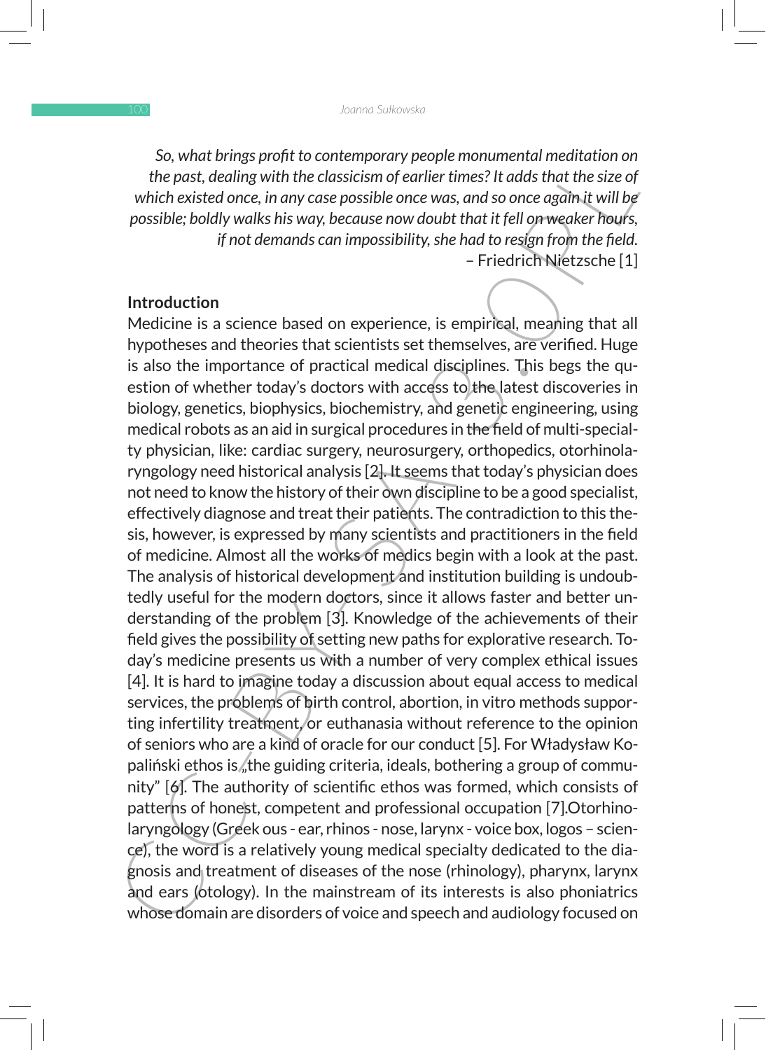*So, what brings profit to contemporary people monumental meditation on the past, dealing with the classicism of earlier times? It adds that the size of which existed once, in any case possible once was, and so once again it will be possible; boldly walks his way, because now doubt that it fell on weaker hours, if not demands can impossibility, she had to resign from the field.*
– Friedrich Nietzsche [1]

**Introduction**

Medicine is a science based on experience, is empirical, meaning that all hypotheses and theories that scientists set themselves, are verified. Huge is also the importance of practical medical disciplines. This begs the question of whether today's doctors with access to the latest discoveries in biology, genetics, biophysics, biochemistry, and genetic engineering, using medical robots as an aid in surgical procedures in the field of multi-specialty physician, like: cardiac surgery, neurosurgery, orthopedics, otorhinolaryngology need historical analysis [2]. It seems that today's physician does not need to know the history of their own discipline to be a good specialist, effectively diagnose and treat their patients. The contradiction to this thesis, however, is expressed by many scientists and practitioners in the field of medicine. Almost all the works of medics begin with a look at the past. The analysis of historical development and institution building is undoubtedly useful for the modern doctors, since it allows faster and better understanding of the problem [3]. Knowledge of the achievements of their field gives the possibility of setting new paths for explorative research. Today's medicine presents us with a number of very complex ethical issues [4]. It is hard to imagine today a discussion about equal access to medical services, the problems of birth control, abortion, in vitro methods supporting infertility treatment, or euthanasia without reference to the opinion of seniors who are a kind of oracle for our conduct [5]. For Władysław Kopaliński ethos is „the guiding criteria, ideals, bothering a group of community" [6]. The authority of scientific ethos was formed, which consists of patterns of honest, competent and professional occupation [7].Otorhinolaryngology (Greek ous - ear, rhinos - nose, larynx - voice box, logos – science), the word is a relatively young medical specialty dedicated to the diagnosis and treatment of diseases of the nose (rhinology), pharynx, larynx and ears (otology). In the mainstream of its interests is also phoniatrics whose domain are disorders of voice and speech and audiology focused on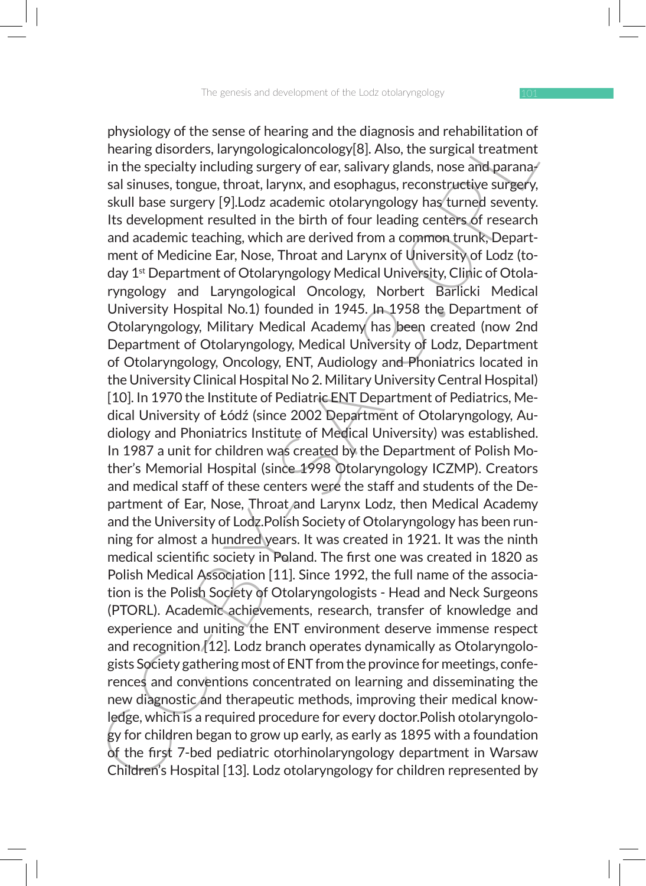physiology of the sense of hearing and the diagnosis and rehabilitation of hearing disorders, laryngologicaloncology[8]. Also, the surgical treatment in the specialty including surgery of ear, salivary glands, nose and paranasal sinuses, tongue, throat, larynx, and esophagus, reconstructive surgery, skull base surgery [9].Lodz academic otolaryngology has turned seventy. Its development resulted in the birth of four leading centers of research and academic teaching, which are derived from a common trunk, Department of Medicine Ear, Nose, Throat and Larynx of University of Lodz (today 1st Department of Otolaryngology Medical University, Clinic of Otolaryngology and Laryngological Oncology, Norbert Barlicki Medical University Hospital No.1) founded in 1945. In 1958 the Department of Otolaryngology, Military Medical Academy has been created (now 2nd Department of Otolaryngology, Medical University of Lodz, Department of Otolaryngology, Oncology, ENT, Audiology and Phoniatrics located in the University Clinical Hospital No 2. Military University Central Hospital) [10]. In 1970 the Institute of Pediatric ENT Department of Pediatrics, Medical University of Łódź (since 2002 Department of Otolaryngology, Audiology and Phoniatrics Institute of Medical University) was established. In 1987 a unit for children was created by the Department of Polish Mother's Memorial Hospital (since 1998 Otolaryngology ICZMP). Creators and medical staff of these centers were the staff and students of the Department of Ear, Nose, Throat and Larynx Lodz, then Medical Academy and the University of Lodz.Polish Society of Otolaryngology has been running for almost a hundred years. It was created in 1921. It was the ninth medical scientific society in Poland. The first one was created in 1820 as Polish Medical Association [11]. Since 1992, the full name of the association is the Polish Society of Otolaryngologists - Head and Neck Surgeons (PTORL). Academic achievements, research, transfer of knowledge and experience and uniting the ENT environment deserve immense respect and recognition [12]. Lodz branch operates dynamically as Otolaryngologists Society gathering most of ENT from the province for meetings, conferences and conventions concentrated on learning and disseminating the new diagnostic and therapeutic methods, improving their medical knowledge, which is a required procedure for every doctor.Polish otolaryngology for children began to grow up early, as early as 1895 with a foundation of the first 7-bed pediatric otorhinolaryngology department in Warsaw Children's Hospital [13]. Lodz otolaryngology for children represented by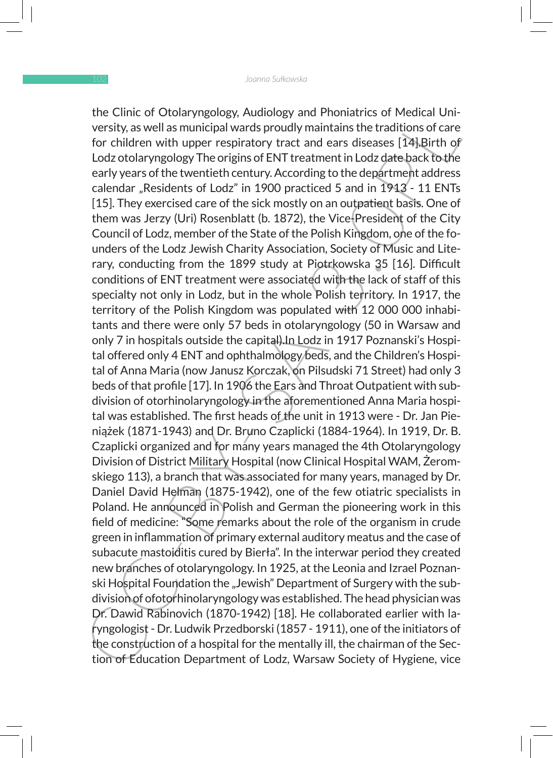the Clinic of Otolaryngology, Audiology and Phoniatrics of Medical University, as well as municipal wards proudly maintains the traditions of care for children with upper respiratory tract and ears diseases [14].Birth of Lodz otolaryngology The origins of ENT treatment in Lodz date back to the early years of the twentieth century. According to the department address calendar „Residents of Lodz" in 1900 practiced 5 and in 1913 - 11 ENTs [15]. They exercised care of the sick mostly on an outpatient basis. One of them was Jerzy (Uri) Rosenblatt (b. 1872), the Vice-President of the City Council of Lodz, member of the State of the Polish Kingdom, one of the founders of the Lodz Jewish Charity Association, Society of Music and Literary, conducting from the 1899 study at Piotrkowska 35 [16]. Difficult conditions of ENT treatment were associated with the lack of staff of this specialty not only in Lodz, but in the whole Polish territory. In 1917, the territory of the Polish Kingdom was populated with 12 000 000 inhabitants and there were only 57 beds in otolaryngology (50 in Warsaw and only 7 in hospitals outside the capital).In Lodz in 1917 Poznanski's Hospital offered only 4 ENT and ophthalmology beds, and the Children's Hospital of Anna Maria (now Janusz Korczak, on Pilsudski 71 Street) had only 3 beds of that profile [17]. In 1906 the Ears and Throat Outpatient with subdivision of otorhinolaryngology in the aforementioned Anna Maria hospital was established. The first heads of the unit in 1913 were - Dr. Jan Pieniążek (1871-1943) and Dr. Bruno Czaplicki (1884-1964). In 1919, Dr. B. Czaplicki organized and for many years managed the 4th Otolaryngology Division of District Military Hospital (now Clinical Hospital WAM, Żeromskiego 113), a branch that was associated for many years, managed by Dr. Daniel David Helman (1875-1942), one of the few otiatric specialists in Poland. He announced in Polish and German the pioneering work in this field of medicine: "Some remarks about the role of the organism in crude green in inflammation of primary external auditory meatus and the case of subacute mastoiditis cured by Bierła". In the interwar period they created new branches of otolaryngology. In 1925, at the Leonia and Izrael Poznanski Hospital Foundation the „Jewish" Department of Surgery with the subdivision of ofotorhinolaryngology was established. The head physician was Dr. Dawid Rabinovich (1870-1942) [18]. He collaborated earlier with laryngologist - Dr. Ludwik Przedborski (1857 - 1911), one of the initiators of the construction of a hospital for the mentally ill, the chairman of the Section of Education Department of Lodz, Warsaw Society of Hygiene, vice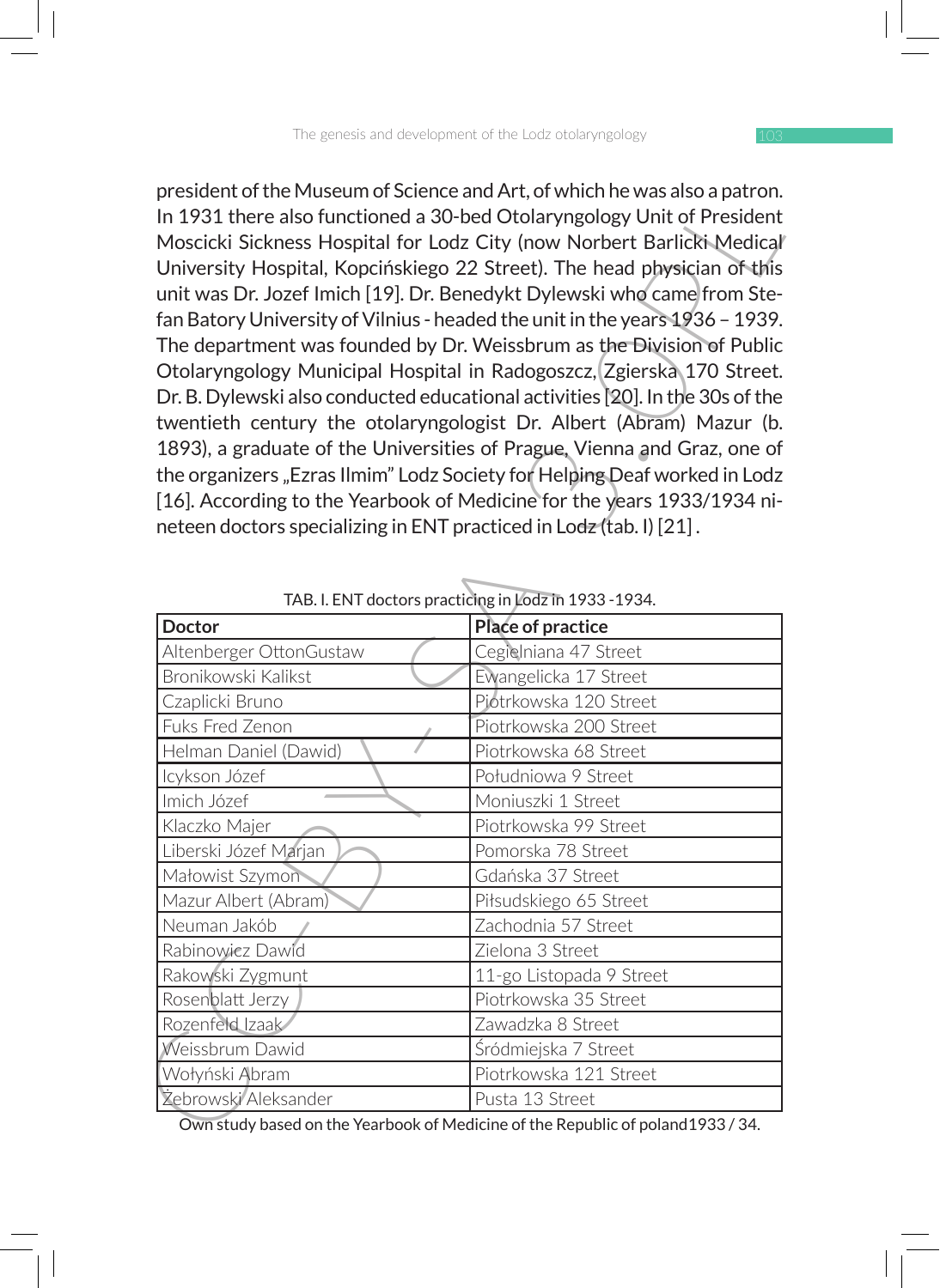president of the Museum of Science and Art, of which he was also a patron. In 1931 there also functioned a 30-bed Otolaryngology Unit of President Moscicki Sickness Hospital for Lodz City (now Norbert Barlicki Medical University Hospital, Kopcińskiego 22 Street). The head physician of this unit was Dr. Jozef Imich [19]. Dr. Benedykt Dylewski who came from Stefan Batory University of Vilnius - headed the unit in the years 1936 – 1939. The department was founded by Dr. Weissbrum as the Division of Public Otolaryngology Municipal Hospital in Radogoszcz, Zgierska 170 Street. Dr. B. Dylewski also conducted educational activities [20]. In the 30s of the twentieth century the otolaryngologist Dr. Albert (Abram) Mazur (b. 1893), a graduate of the Universities of Prague, Vienna and Graz, one of the organizers „Ezras Ilmim" Lodz Society for Helping Deaf worked in Lodz [16]. According to the Yearbook of Medicine for the years 1933/1934 nineteen doctors specializing in ENT practiced in Lodz (tab. I) [21] .

TAB. I. ENT doctors practicing in Lodz in 1933 -1934.

| Doctor | Place of practice |
|---|---|
| Altenberger OttonGustaw | Cegielniana 47 Street |
| Bronikowski Kalikst | Ewangelicka 17 Street |
| Czaplicki Bruno | Piotrkowska 120 Street |
| Fuks Fred Zenon | Piotrkowska 200 Street |
| Helman Daniel (Dawid) | Piotrkowska 68 Street |
| Icykson Józef | Południowa 9 Street |
| Imich Józef | Moniuszki 1 Street |
| Klaczko Majer | Piotrkowska 99 Street |
| Liberski Józef Marjan | Pomorska 78 Street |
| Małowist Szymon | Gdańska 37 Street |
| Mazur Albert (Abram) | Piłsudskiego 65 Street |
| Neuman Jakób | Zachodnia 57 Street |
| Rabinowicz Dawid | Zielona 3 Street |
| Rakowski Zygmunt | 11-go Listopada 9 Street |
| Rosenblatt Jerzy | Piotrkowska 35 Street |
| Rozenfeld Izaak | Zawadzka 8 Street |
| Weissbrum Dawid | Śródmiejska 7 Street |
| Wołyński Abram | Piotrkowska 121 Street |
| Żebrowski Aleksander | Pusta 13 Street |

Own study based on the Yearbook of Medicine of the Republic of poland1933 / 34.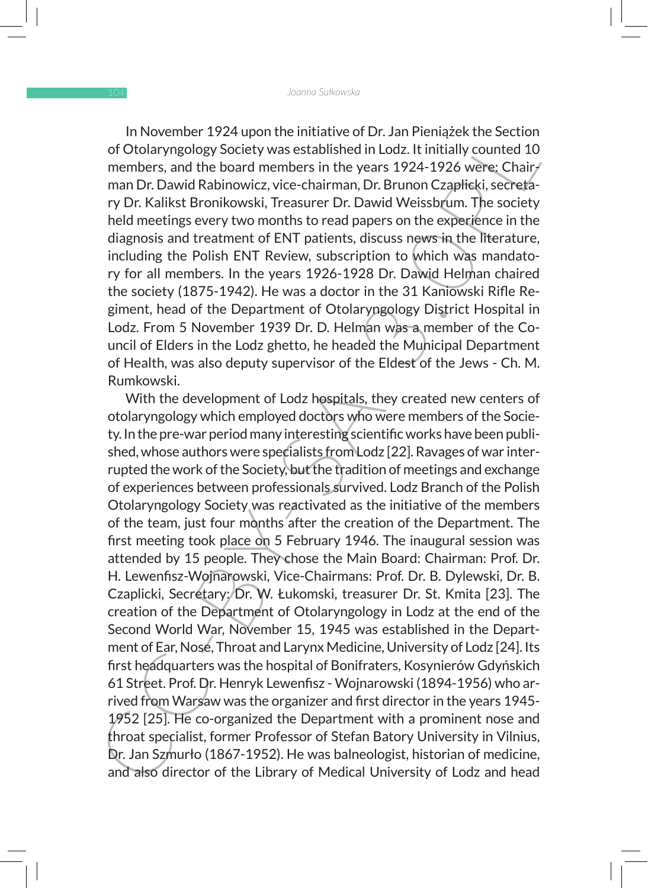In November 1924 upon the initiative of Dr. Jan Pieniążek the Section of Otolaryngology Society was established in Lodz. It initially counted 10 members, and the board members in the years 1924-1926 were: Chairman Dr. Dawid Rabinowicz, vice-chairman, Dr. Brunon Czaplicki, secretary Dr. Kalikst Bronikowski, Treasurer Dr. Dawid Weissbrum. The society held meetings every two months to read papers on the experience in the diagnosis and treatment of ENT patients, discuss news in the literature, including the Polish ENT Review, subscription to which was mandatory for all members. In the years 1926-1928 Dr. Dawid Helman chaired the society (1875-1942). He was a doctor in the 31 Kaniowski Rifle Regiment, head of the Department of Otolaryngology District Hospital in Lodz. From 5 November 1939 Dr. D. Helman was a member of the Council of Elders in the Lodz ghetto, he headed the Municipal Department of Health, was also deputy supervisor of the Eldest of the Jews - Ch. M. Rumkowski.

With the development of Lodz hospitals, they created new centers of otolaryngology which employed doctors who were members of the Society. In the pre-war period many interesting scientific works have been published, whose authors were specialists from Lodz [22]. Ravages of war interrupted the work of the Society, but the tradition of meetings and exchange of experiences between professionals survived. Lodz Branch of the Polish Otolaryngology Society was reactivated as the initiative of the members of the team, just four months after the creation of the Department. The first meeting took place on 5 February 1946. The inaugural session was attended by 15 people. They chose the Main Board: Chairman: Prof. Dr. H. Lewenfisz-Wojnarowski, Vice-Chairmans: Prof. Dr. B. Dylewski, Dr. B. Czaplicki, Secretary: Dr. W. Łukomski, treasurer Dr. St. Kmita [23]. The creation of the Department of Otolaryngology in Lodz at the end of the Second World War, November 15, 1945 was established in the Department of Ear, Nose, Throat and Larynx Medicine, University of Lodz [24]. Its first headquarters was the hospital of Bonifraters, Kosynierów Gdyńskich 61 Street. Prof. Dr. Henryk Lewenfisz - Wojnarowski (1894-1956) who arrived from Warsaw was the organizer and first director in the years 1945-1952 [25]. He co-organized the Department with a prominent nose and throat specialist, former Professor of Stefan Batory University in Vilnius, Dr. Jan Szmurło (1867-1952). He was balneologist, historian of medicine, and also director of the Library of Medical University of Lodz and head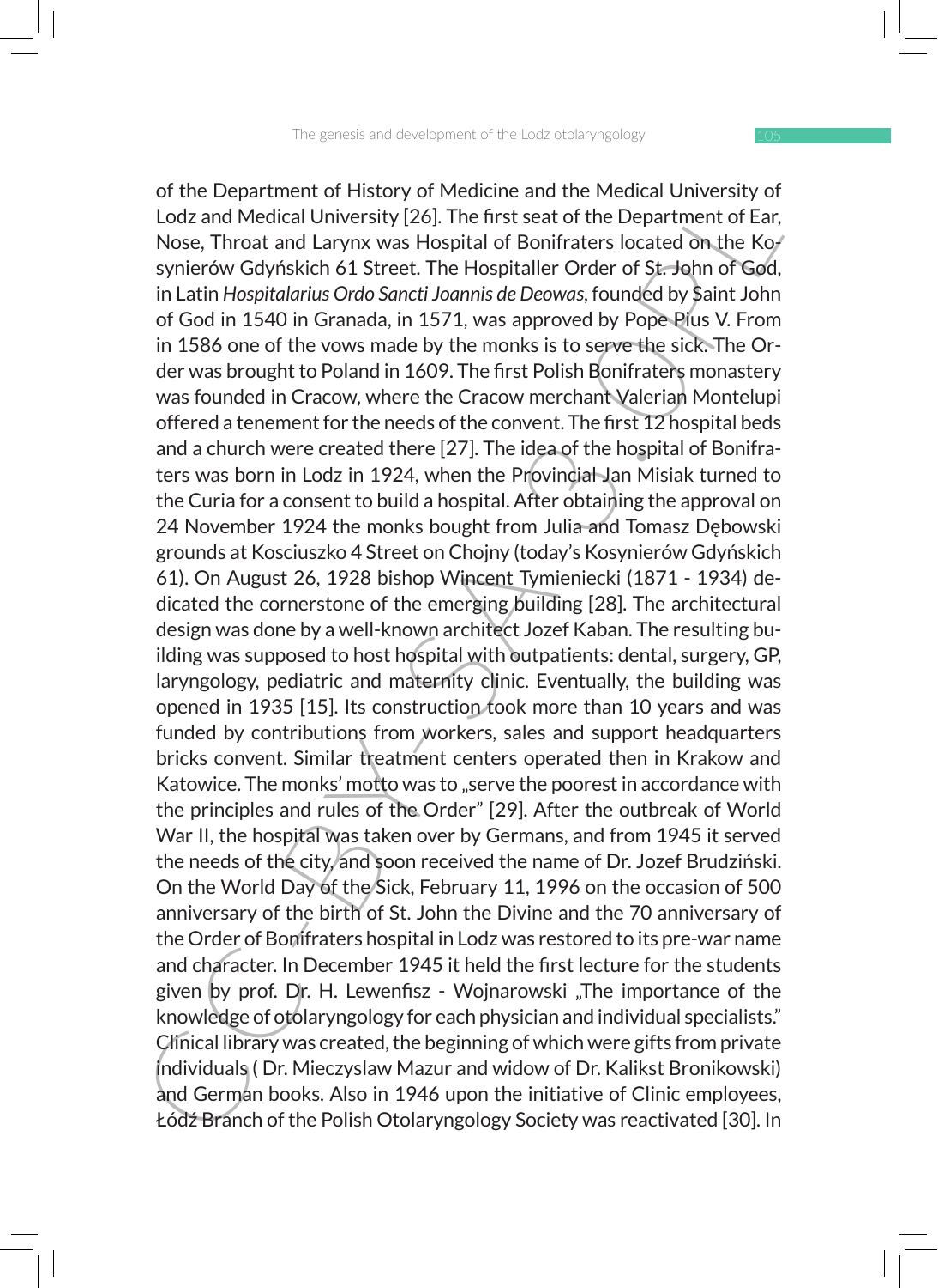of the Department of History of Medicine and the Medical University of Lodz and Medical University [26]. The first seat of the Department of Ear, Nose, Throat and Larynx was Hospital of Bonifraters located on the Kosynierów Gdyńskich 61 Street. The Hospitaller Order of St. John of God, in Latin *Hospitalarius Ordo Sancti Joannis de Deowas*, founded by Saint John of God in 1540 in Granada, in 1571, was approved by Pope Pius V. From in 1586 one of the vows made by the monks is to serve the sick. The Order was brought to Poland in 1609. The first Polish Bonifraters monastery was founded in Cracow, where the Cracow merchant Valerian Montelupi offered a tenement for the needs of the convent. The first 12 hospital beds and a church were created there [27]. The idea of the hospital of Bonifraters was born in Lodz in 1924, when the Provincial Jan Misiak turned to the Curia for a consent to build a hospital. After obtaining the approval on 24 November 1924 the monks bought from Julia and Tomasz Dębowski grounds at Kosciuszko 4 Street on Chojny (today's Kosynierów Gdyńskich 61). On August 26, 1928 bishop Wincent Tymieniecki (1871 - 1934) dedicated the cornerstone of the emerging building [28]. The architectural design was done by a well-known architect Jozef Kaban. The resulting building was supposed to host hospital with outpatients: dental, surgery, GP, laryngology, pediatric and maternity clinic. Eventually, the building was opened in 1935 [15]. Its construction took more than 10 years and was funded by contributions from workers, sales and support headquarters bricks convent. Similar treatment centers operated then in Krakow and Katowice. The monks' motto was to „serve the poorest in accordance with the principles and rules of the Order" [29]. After the outbreak of World War II, the hospital was taken over by Germans, and from 1945 it served the needs of the city, and soon received the name of Dr. Jozef Brudziński. On the World Day of the Sick, February 11, 1996 on the occasion of 500 anniversary of the birth of St. John the Divine and the 70 anniversary of the Order of Bonifraters hospital in Lodz was restored to its pre-war name and character. In December 1945 it held the first lecture for the students given by prof. Dr. H. Lewenfisz - Wojnarowski „The importance of the knowledge of otolaryngology for each physician and individual specialists." Clinical library was created, the beginning of which were gifts from private individuals ( Dr. Mieczyslaw Mazur and widow of Dr. Kalikst Bronikowski) and German books. Also in 1946 upon the initiative of Clinic employees, Łódź Branch of the Polish Otolaryngology Society was reactivated [30]. In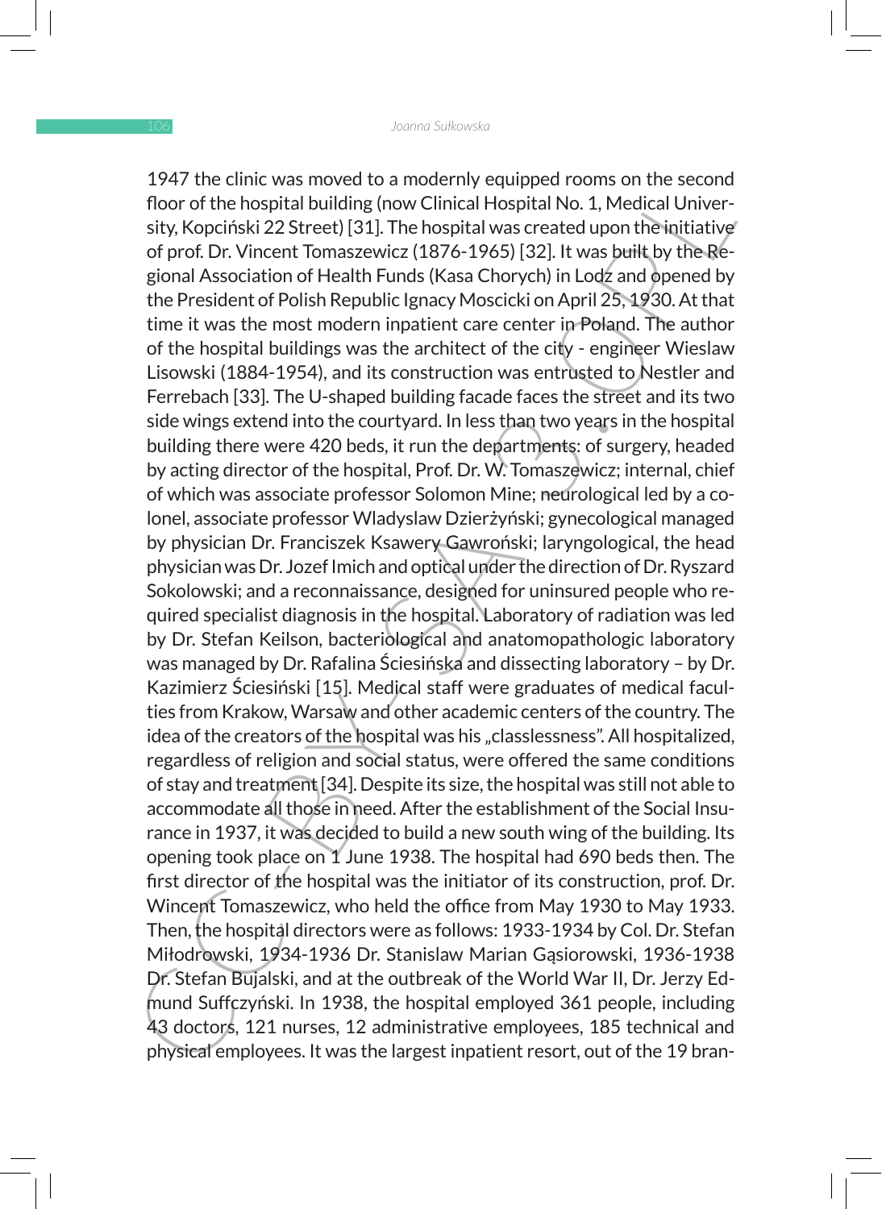1947 the clinic was moved to a modernly equipped rooms on the second floor of the hospital building (now Clinical Hospital No. 1, Medical University, Kopciński 22 Street) [31]. The hospital was created upon the initiative of prof. Dr. Vincent Tomaszewicz (1876-1965) [32]. It was built by the Regional Association of Health Funds (Kasa Chorych) in Lodz and opened by the President of Polish Republic Ignacy Moscicki on April 25, 1930. At that time it was the most modern inpatient care center in Poland. The author of the hospital buildings was the architect of the city - engineer Wieslaw Lisowski (1884-1954), and its construction was entrusted to Nestler and Ferrebach [33]. The U-shaped building facade faces the street and its two side wings extend into the courtyard. In less than two years in the hospital building there were 420 beds, it run the departments: of surgery, headed by acting director of the hospital, Prof. Dr. W. Tomaszewicz; internal, chief of which was associate professor Solomon Mine; neurological led by a colonel, associate professor Wladyslaw Dzierżyński; gynecological managed by physician Dr. Franciszek Ksawery Gawroński; laryngological, the head physician was Dr. Jozef Imich and optical under the direction of Dr. Ryszard Sokolowski; and a reconnaissance, designed for uninsured people who required specialist diagnosis in the hospital. Laboratory of radiation was led by Dr. Stefan Keilson, bacteriological and anatomopathologic laboratory was managed by Dr. Rafalina Ściesińska and dissecting laboratory – by Dr. Kazimierz Ściesiński [15]. Medical staff were graduates of medical faculties from Krakow, Warsaw and other academic centers of the country. The idea of the creators of the hospital was his „classlessness". All hospitalized, regardless of religion and social status, were offered the same conditions of stay and treatment [34]. Despite its size, the hospital was still not able to accommodate all those in need. After the establishment of the Social Insurance in 1937, it was decided to build a new south wing of the building. Its opening took place on 1 June 1938. The hospital had 690 beds then. The first director of the hospital was the initiator of its construction, prof. Dr. Wincent Tomaszewicz, who held the office from May 1930 to May 1933. Then, the hospital directors were as follows: 1933-1934 by Col. Dr. Stefan Miłodrowski, 1934-1936 Dr. Stanislaw Marian Gąsiorowski, 1936-1938 Dr. Stefan Bujalski, and at the outbreak of the World War II, Dr. Jerzy Edmund Suffczyński. In 1938, the hospital employed 361 people, including 43 doctors, 121 nurses, 12 administrative employees, 185 technical and physical employees. It was the largest inpatient resort, out of the 19 bran-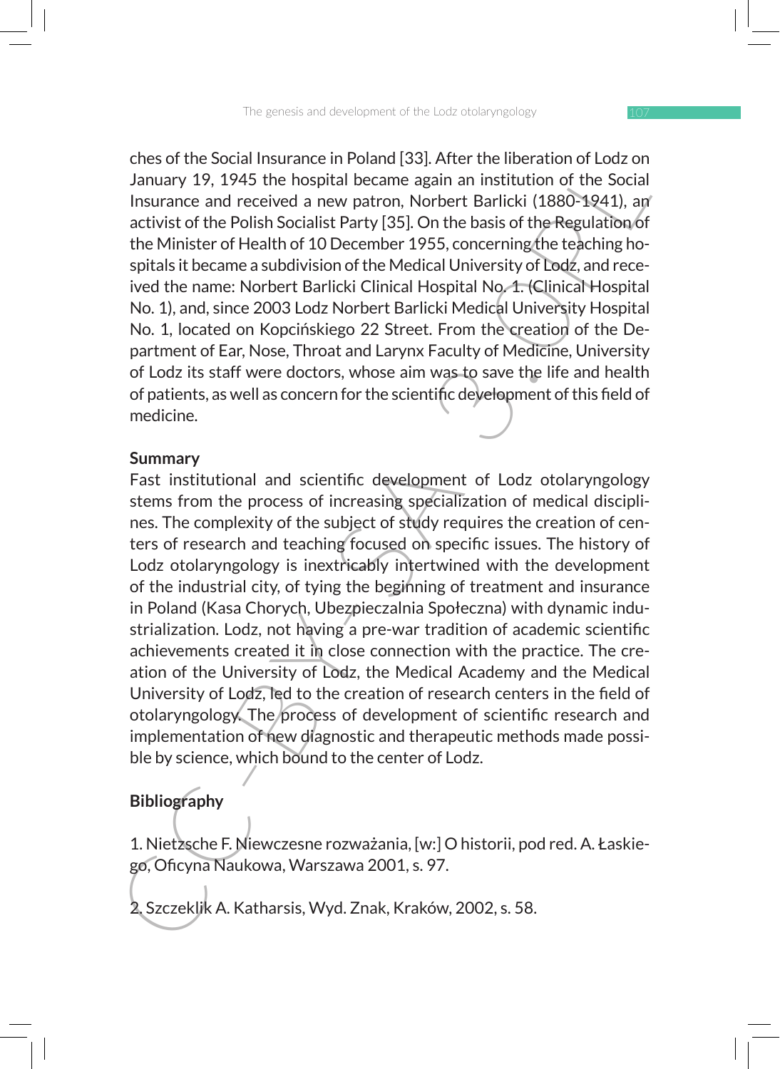ches of the Social Insurance in Poland [33]. After the liberation of Lodz on January 19, 1945 the hospital became again an institution of the Social Insurance and received a new patron, Norbert Barlicki (1880-1941), an activist of the Polish Socialist Party [35]. On the basis of the Regulation of the Minister of Health of 10 December 1955, concerning the teaching hospitals it became a subdivision of the Medical University of Lodz, and received the name: Norbert Barlicki Clinical Hospital No. 1. (Clinical Hospital No. 1), and, since 2003 Lodz Norbert Barlicki Medical University Hospital No. 1, located on Kopcińskiego 22 Street. From the creation of the Department of Ear, Nose, Throat and Larynx Faculty of Medicine, University of Lodz its staff were doctors, whose aim was to save the life and health of patients, as well as concern for the scientific development of this field of medicine.

## Summary

Fast institutional and scientific development of Lodz otolaryngology stems from the process of increasing specialization of medical disciplines. The complexity of the subject of study requires the creation of centers of research and teaching focused on specific issues. The history of Lodz otolaryngology is inextricably intertwined with the development of the industrial city, of tying the beginning of treatment and insurance in Poland (Kasa Chorych, Ubezpieczalnia Społeczna) with dynamic industrialization. Lodz, not having a pre-war tradition of academic scientific achievements created it in close connection with the practice. The creation of the University of Lodz, the Medical Academy and the Medical University of Lodz, led to the creation of research centers in the field of otolaryngology. The process of development of scientific research and implementation of new diagnostic and therapeutic methods made possible by science, which bound to the center of Lodz.

## Bibliography

1. Nietzsche F. Niewczesne rozważania, [w:] O historii, pod red. A. Łaskiego, Oficyna Naukowa, Warszawa 2001, s. 97.

2. Szczeklik A. Katharsis, Wyd. Znak, Kraków, 2002, s. 58.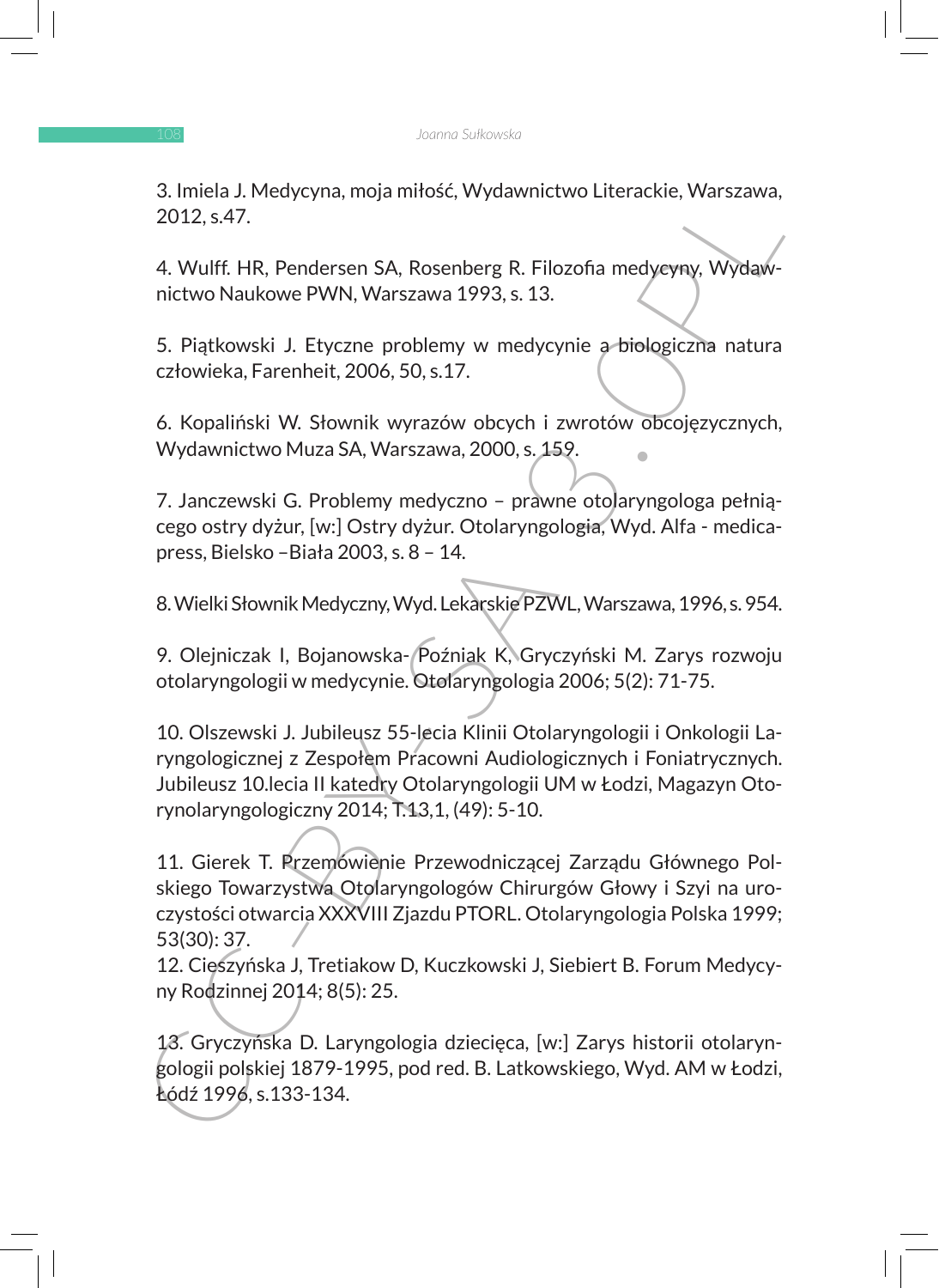3. Imiela J. Medycyna, moja miłość, Wydawnictwo Literackie, Warszawa, 2012, s.47.

4. Wulff. HR, Pendersen SA, Rosenberg R. Filozofia medycyny, Wydawnictwo Naukowe PWN, Warszawa 1993, s. 13.

5. Piątkowski J. Etyczne problemy w medycynie a biologiczna natura człowieka, Farenheit, 2006, 50, s.17.

6. Kopaliński W. Słownik wyrazów obcych i zwrotów obcojęzycznych, Wydawnictwo Muza SA, Warszawa, 2000, s. 159.

7. Janczewski G. Problemy medyczno – prawne otolaryngologa pełniącego ostry dyżur, [w:] Ostry dyżur. Otolaryngologia, Wyd. Alfa - medicapress, Bielsko –Biała 2003, s. 8 – 14.

8. Wielki Słownik Medyczny, Wyd. Lekarskie PZWL, Warszawa, 1996, s. 954.

9. Olejniczak I, Bojanowska- Poźniak K, Gryczyński M. Zarys rozwoju otolaryngologii w medycynie. Otolaryngologia 2006; 5(2): 71-75.

10. Olszewski J. Jubileusz 55-lecia Klinii Otolaryngologii i Onkologii Laryngologicznej z Zespołem Pracowni Audiologicznych i Foniatrycznych. Jubileusz 10.lecia II katedry Otolaryngologii UM w Łodzi, Magazyn Otorynolaryngologiczny 2014; T.13,1, (49): 5-10.

11. Gierek T. Przemówienie Przewodniczącej Zarządu Głównego Polskiego Towarzystwa Otolaryngologów Chirurgów Głowy i Szyi na uroczystości otwarcia XXXVIII Zjazdu PTORL. Otolaryngologia Polska 1999; 53(30): 37.

12. Cieszyńska J, Tretiakow D, Kuczkowski J, Siebiert B. Forum Medycyny Rodzinnej 2014; 8(5): 25.

13. Gryczyńska D. Laryngologia dziecięca, [w:] Zarys historii otolaryngologii polskiej 1879-1995, pod red. B. Latkowskiego, Wyd. AM w Łodzi, Łódź 1996, s.133-134.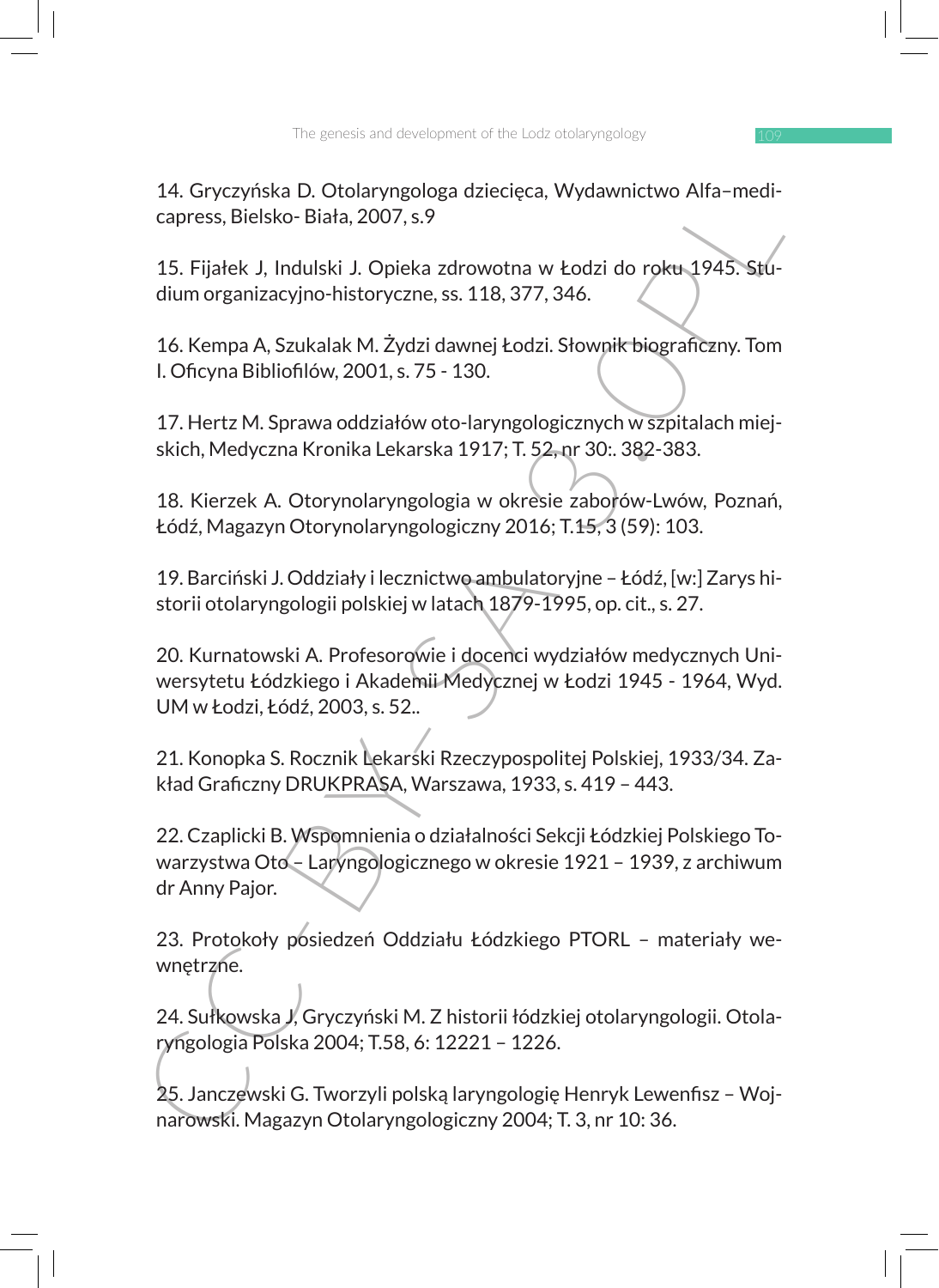14. Gryczyńska D. Otolaryngologa dziecięca, Wydawnictwo Alfa–medicapress, Bielsko- Biała, 2007, s.9

15. Fijałek J, Indulski J. Opieka zdrowotna w Łodzi do roku 1945. Studium organizacyjno-historyczne, ss. 118, 377, 346.

16. Kempa A, Szukalak M. Żydzi dawnej Łodzi. Słownik biograficzny. Tom I. Oficyna Bibliofilów, 2001, s. 75 - 130.

17. Hertz M. Sprawa oddziałów oto-laryngologicznych w szpitalach miejskich, Medyczna Kronika Lekarska 1917; T. 52, nr 30:. 382-383.

18. Kierzek A. Otorynolaryngologia w okresie zaborów-Lwów, Poznań, Łódź, Magazyn Otorynolaryngologiczny 2016; T.15, 3 (59): 103.

19. Barciński J. Oddziały i lecznictwo ambulatoryjne – Łódź, [w:] Zarys historii otolaryngologii polskiej w latach 1879-1995, op. cit., s. 27.

20. Kurnatowski A. Profesorowie i docenci wydziałów medycznych Uniwersytetu Łódzkiego i Akademii Medycznej w Łodzi 1945 - 1964, Wyd. UM w Łodzi, Łódź, 2003, s. 52..

21. Konopka S. Rocznik Lekarski Rzeczypospolitej Polskiej, 1933/34. Zakład Graficzny DRUKPRASA, Warszawa, 1933, s. 419 – 443.

22. Czaplicki B. Wspomnienia o działalności Sekcji Łódzkiej Polskiego Towarzystwa Oto – Laryngologicznego w okresie 1921 – 1939, z archiwum dr Anny Pajor.

23. Protokoły posiedzeń Oddziału Łódzkiego PTORL – materiały wewnętrzne.

24. Sułkowska J, Gryczyński M. Z historii łódzkiej otolaryngologii. Otolaryngologia Polska 2004; T.58, 6: 12221 – 1226.

25. Janczewski G. Tworzyli polską laryngologię Henryk Lewenfisz – Wojnarowski. Magazyn Otolaryngologiczny 2004; T. 3, nr 10: 36.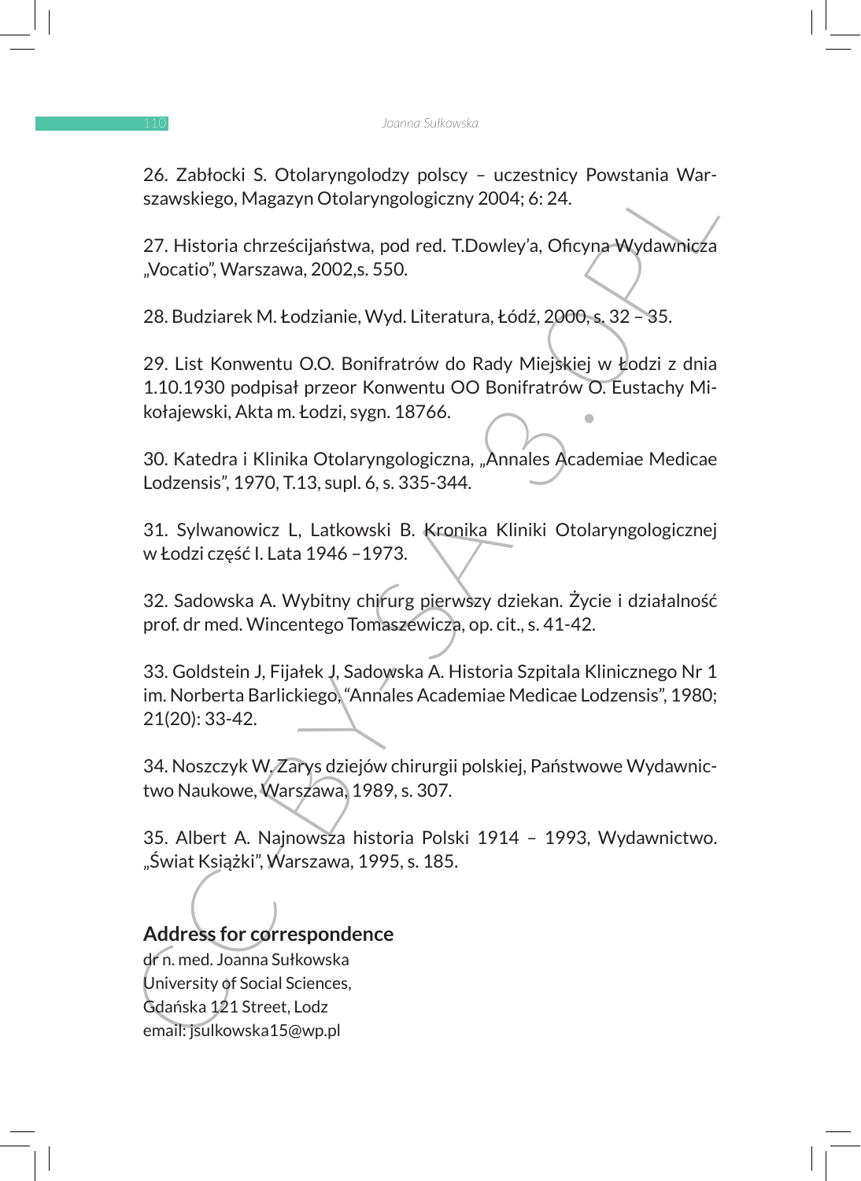26. Zabłocki S. Otolaryngolodzy polscy – uczestnicy Powstania Warszawskiego, Magazyn Otolaryngologiczny 2004; 6: 24.

27. Historia chrześcijaństwa, pod red. T.Dowley'a, Oficyna Wydawnicza „Vocatio", Warszawa, 2002,s. 550.

28. Budziarek M. Łodzianie, Wyd. Literatura, Łódź, 2000, s. 32 – 35.

29. List Konwentu O.O. Bonifratrów do Rady Miejskiej w Łodzi z dnia 1.10.1930 podpisał przeor Konwentu OO Bonifratrów O. Eustachy Mikołajewski, Akta m. Łodzi, sygn. 18766.

30. Katedra i Klinika Otolaryngologiczna, „Annales Academiae Medicae Lodzensis", 1970, T.13, supl. 6, s. 335-344.

31. Sylwanowicz L, Latkowski B. Kronika Kliniki Otolaryngologicznej w Łodzi część I. Lata 1946 –1973.

32. Sadowska A. Wybitny chirurg pierwszy dziekan. Życie i działalność prof. dr med. Wincentego Tomaszewicza, op. cit., s. 41-42.

33. Goldstein J, Fijałek J, Sadowska A. Historia Szpitala Klinicznego Nr 1 im. Norberta Barlickiego, "Annales Academiae Medicae Lodzensis", 1980; 21(20): 33-42.

34. Noszczyk W. Zarys dziejów chirurgii polskiej, Państwowe Wydawnictwo Naukowe, Warszawa, 1989, s. 307.

35. Albert A. Najnowsza historia Polski 1914 – 1993, Wydawnictwo. „Świat Książki", Warszawa, 1995, s. 185.

**Address for correspondence**

dr n. med. Joanna Sułkowska
University of Social Sciences,
Gdańska 121 Street, Lodz
email: jsulkowska15@wp.pl